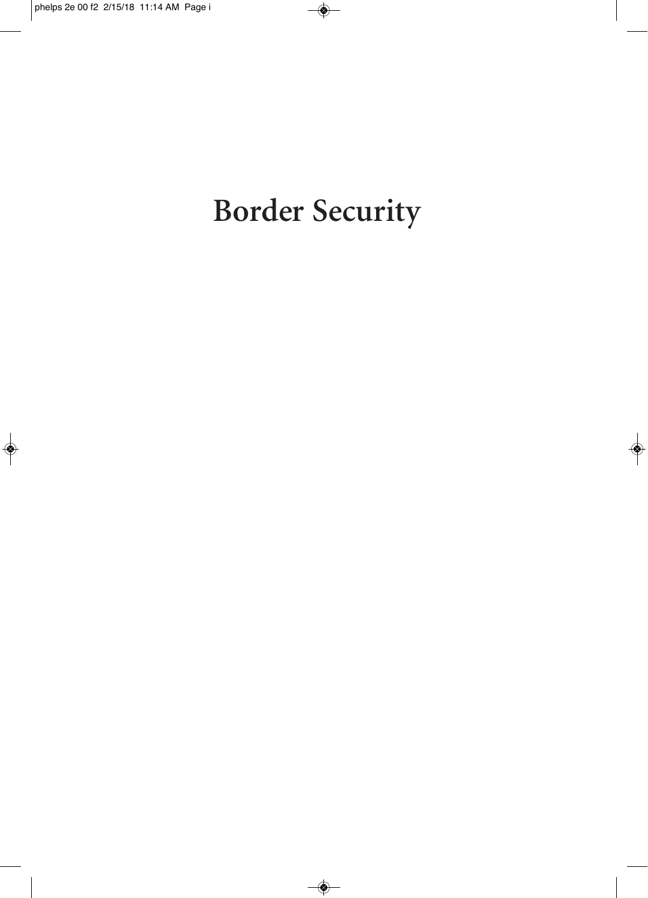# Border Security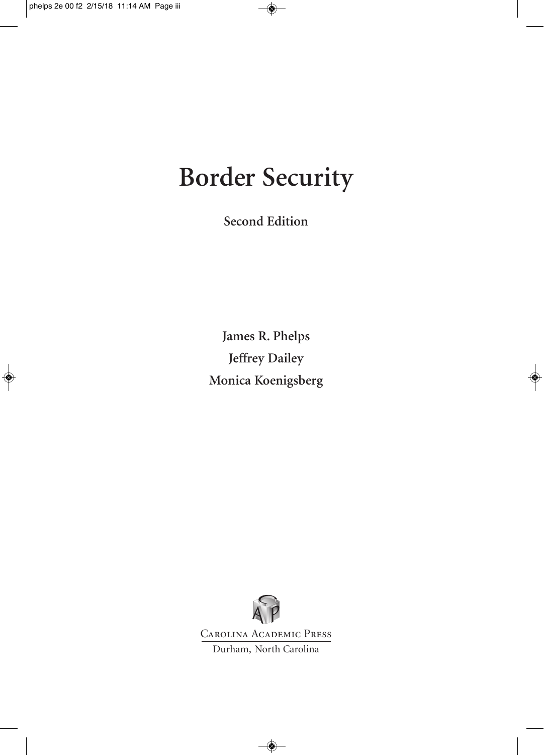# Border Security

**Second Edition**

**James R. Phelps**

**Jeffrey Dailey**

**Monica Koenigsberg**

Carolina Academic Press

Durham, North Carolina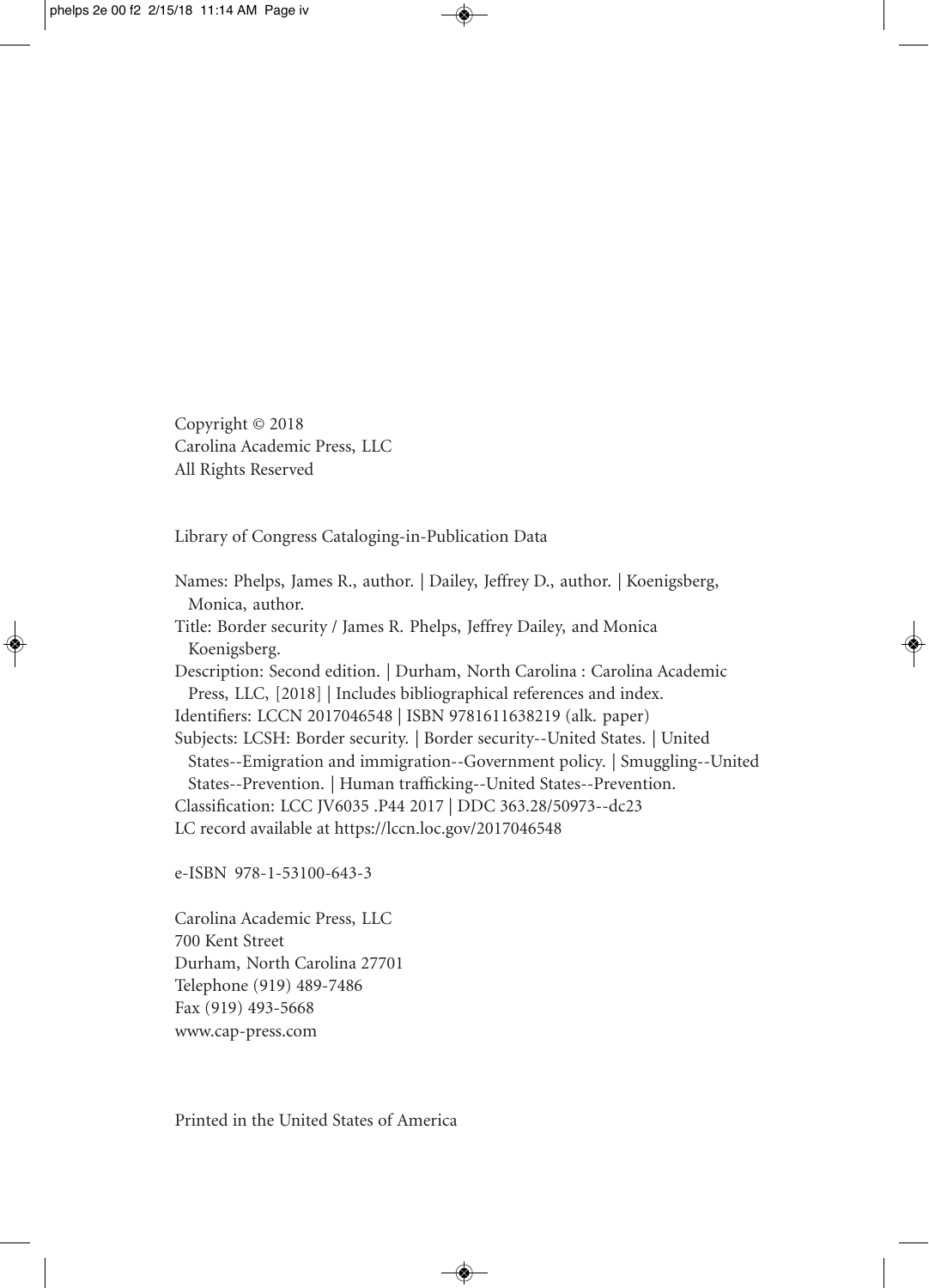Copyright © 2018
Carolina Academic Press, LLC
All Rights Reserved

Library of Congress Cataloging-in-Publication Data

Names: Phelps, James R., author. | Dailey, Jeffrey D., author. | Koenigsberg, Monica, author.
Title: Border security / James R. Phelps, Jeffrey Dailey, and Monica Koenigsberg.
Description: Second edition. | Durham, North Carolina : Carolina Academic Press, LLC, [2018] | Includes bibliographical references and index.
Identifiers: LCCN 2017046548 | ISBN 9781611638219 (alk. paper)
Subjects: LCSH: Border security. | Border security--United States. | United States--Emigration and immigration--Government policy. | Smuggling--United States--Prevention. | Human trafficking--United States--Prevention.
Classification: LCC JV6035 .P44 2017 | DDC 363.28/50973--dc23
LC record available at https://lccn.loc.gov/2017046548

e-ISBN 978-1-53100-643-3

Carolina Academic Press, LLC
700 Kent Street
Durham, North Carolina 27701
Telephone (919) 489-7486
Fax (919) 493-5668
www.cap-press.com

Printed in the United States of America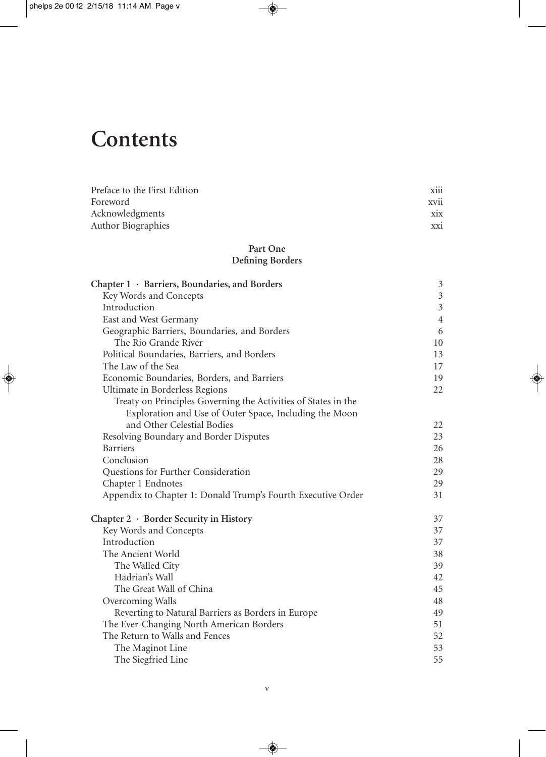# Contents

| | |
|---|---|
| Preface to the First Edition | xiii |
| Foreword | xvii |
| Acknowledgments | xix |
| Author Biographies | xxi |

**Part One**
**Defining Borders**

| | |
|---|---|
| **Chapter 1 · Barriers, Boundaries, and Borders** | 3 |
| Key Words and Concepts | 3 |
| Introduction | 3 |
| East and West Germany | 4 |
| Geographic Barriers, Boundaries, and Borders | 6 |
| The Rio Grande River | 10 |
| Political Boundaries, Barriers, and Borders | 13 |
| The Law of the Sea | 17 |
| Economic Boundaries, Borders, and Barriers | 19 |
| Ultimate in Borderless Regions | 22 |
| Treaty on Principles Governing the Activities of States in the Exploration and Use of Outer Space, Including the Moon and Other Celestial Bodies | 22 |
| Resolving Boundary and Border Disputes | 23 |
| Barriers | 26 |
| Conclusion | 28 |
| Questions for Further Consideration | 29 |
| Chapter 1 Endnotes | 29 |
| Appendix to Chapter 1: Donald Trump's Fourth Executive Order | 31 |
| **Chapter 2 · Border Security in History** | 37 |
| Key Words and Concepts | 37 |
| Introduction | 37 |
| The Ancient World | 38 |
| The Walled City | 39 |
| Hadrian's Wall | 42 |
| The Great Wall of China | 45 |
| Overcoming Walls | 48 |
| Reverting to Natural Barriers as Borders in Europe | 49 |
| The Ever-Changing North American Borders | 51 |
| The Return to Walls and Fences | 52 |
| The Maginot Line | 53 |
| The Siegfried Line | 55 |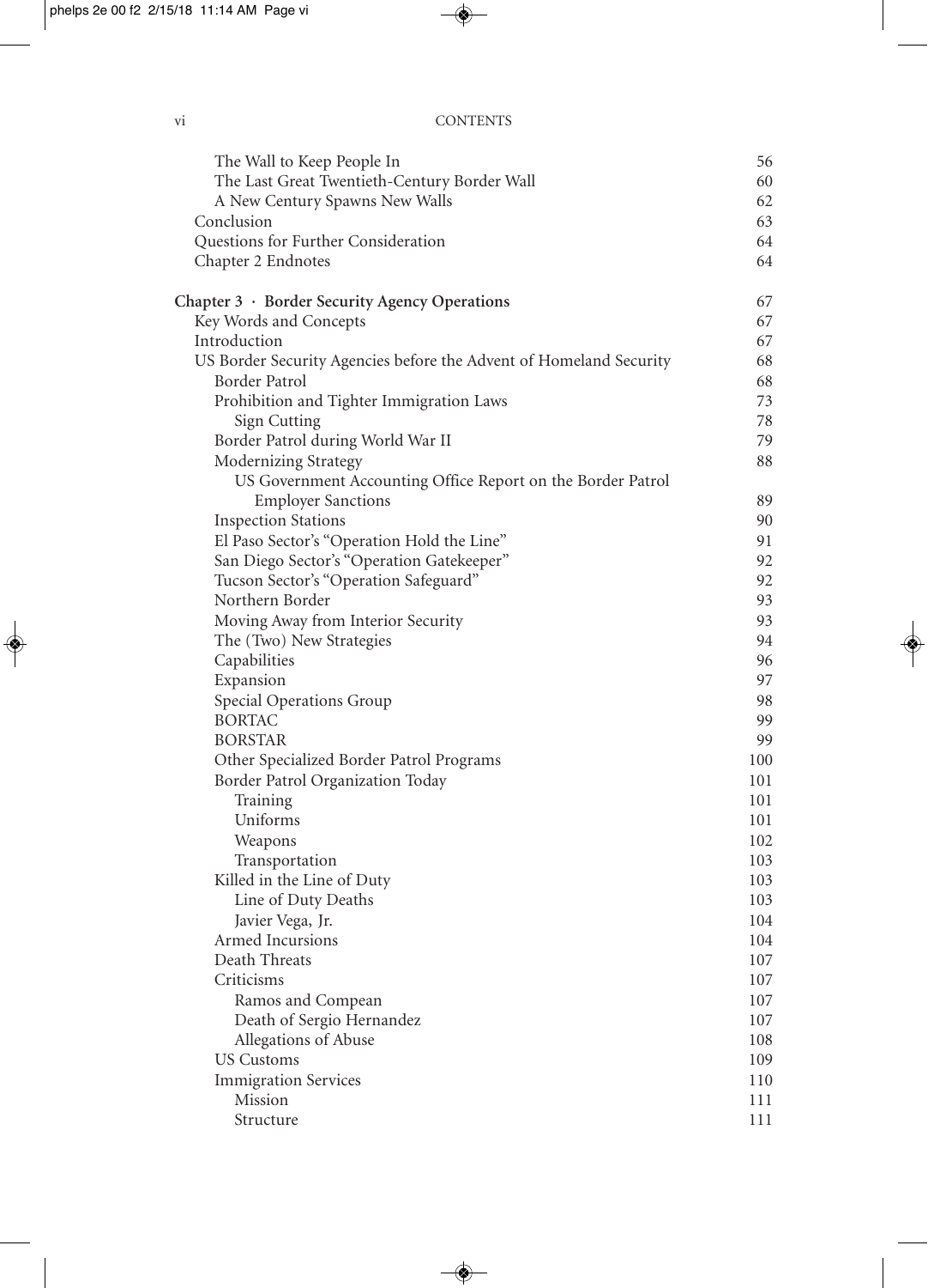| | |
|---|---|
| The Wall to Keep People In | 56 |
| The Last Great Twentieth-Century Border Wall | 60 |
| A New Century Spawns New Walls | 62 |
| Conclusion | 63 |
| Questions for Further Consideration | 64 |
| Chapter 2 Endnotes | 64 |
| **Chapter 3 · Border Security Agency Operations** | 67 |
| Key Words and Concepts | 67 |
| Introduction | 67 |
| US Border Security Agencies before the Advent of Homeland Security | 68 |
| Border Patrol | 68 |
| Prohibition and Tighter Immigration Laws | 73 |
| Sign Cutting | 78 |
| Border Patrol during World War II | 79 |
| Modernizing Strategy | 88 |
| US Government Accounting Office Report on the Border Patrol Employer Sanctions | 89 |
| Inspection Stations | 90 |
| El Paso Sector's "Operation Hold the Line" | 91 |
| San Diego Sector's "Operation Gatekeeper" | 92 |
| Tucson Sector's "Operation Safeguard" | 92 |
| Northern Border | 93 |
| Moving Away from Interior Security | 93 |
| The (Two) New Strategies | 94 |
| Capabilities | 96 |
| Expansion | 97 |
| Special Operations Group | 98 |
| BORTAC | 99 |
| BORSTAR | 99 |
| Other Specialized Border Patrol Programs | 100 |
| Border Patrol Organization Today | 101 |
| Training | 101 |
| Uniforms | 101 |
| Weapons | 102 |
| Transportation | 103 |
| Killed in the Line of Duty | 103 |
| Line of Duty Deaths | 103 |
| Javier Vega, Jr. | 104 |
| Armed Incursions | 104 |
| Death Threats | 107 |
| Criticisms | 107 |
| Ramos and Compean | 107 |
| Death of Sergio Hernandez | 107 |
| Allegations of Abuse | 108 |
| US Customs | 109 |
| Immigration Services | 110 |
| Mission | 111 |
| Structure | 111 |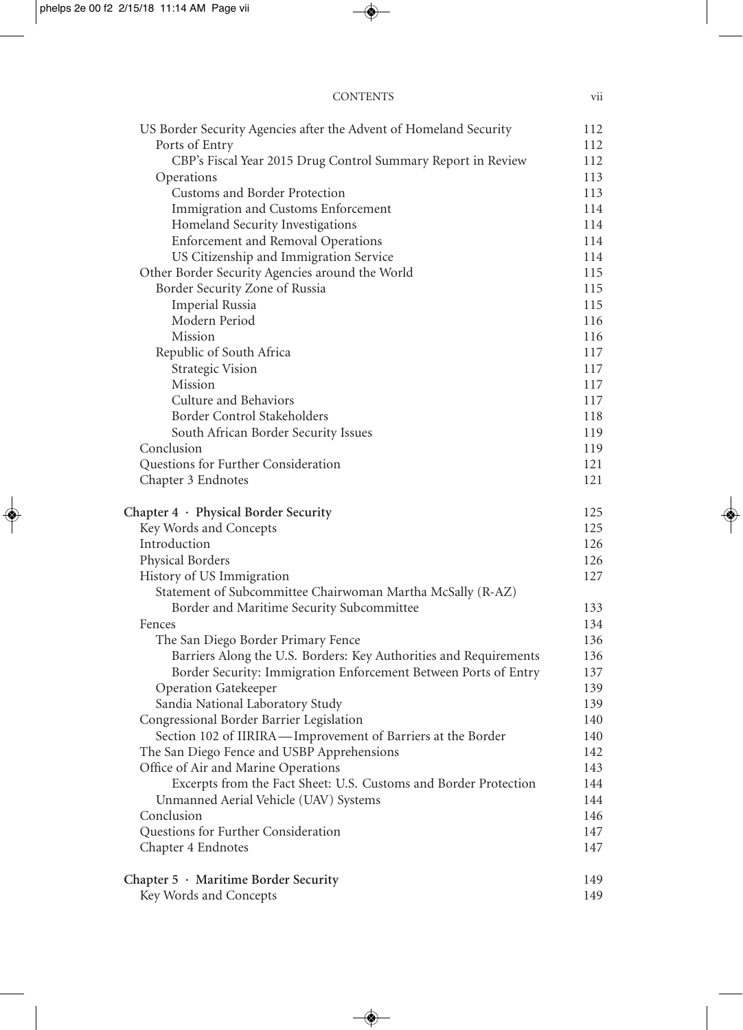US Border Security Agencies after the Advent of Homeland Security 112
- Ports of Entry 112
  - CBP's Fiscal Year 2015 Drug Control Summary Report in Review 112
- Operations 113
  - Customs and Border Protection 113
  - Immigration and Customs Enforcement 114
  - Homeland Security Investigations 114
  - Enforcement and Removal Operations 114
  - US Citizenship and Immigration Service 114

Other Border Security Agencies around the World 115
- Border Security Zone of Russia 115
  - Imperial Russia 115
  - Modern Period 116
  - Mission 116
- Republic of South Africa 117
  - Strategic Vision 117
  - Mission 117
  - Culture and Behaviors 117
  - Border Control Stakeholders 118
  - South African Border Security Issues 119

Conclusion 119

Questions for Further Consideration 121

Chapter 3 Endnotes 121

**Chapter 4 · Physical Border Security** 125

Key Words and Concepts 125

Introduction 126

Physical Borders 126

History of US Immigration 127
- Statement of Subcommittee Chairwoman Martha McSally (R-AZ) Border and Maritime Security Subcommittee 133

Fences 134
- The San Diego Border Primary Fence 136
  - Barriers Along the U.S. Borders: Key Authorities and Requirements 136
  - Border Security: Immigration Enforcement Between Ports of Entry 137
- Operation Gatekeeper 139
- Sandia National Laboratory Study 139

Congressional Border Barrier Legislation 140
- Section 102 of IIRIRA—Improvement of Barriers at the Border 140

The San Diego Fence and USBP Apprehensions 142

Office of Air and Marine Operations 143
  - Excerpts from the Fact Sheet: U.S. Customs and Border Protection 144
- Unmanned Aerial Vehicle (UAV) Systems 144

Conclusion 146

Questions for Further Consideration 147

Chapter 4 Endnotes 147

**Chapter 5 · Maritime Border Security** 149

Key Words and Concepts 149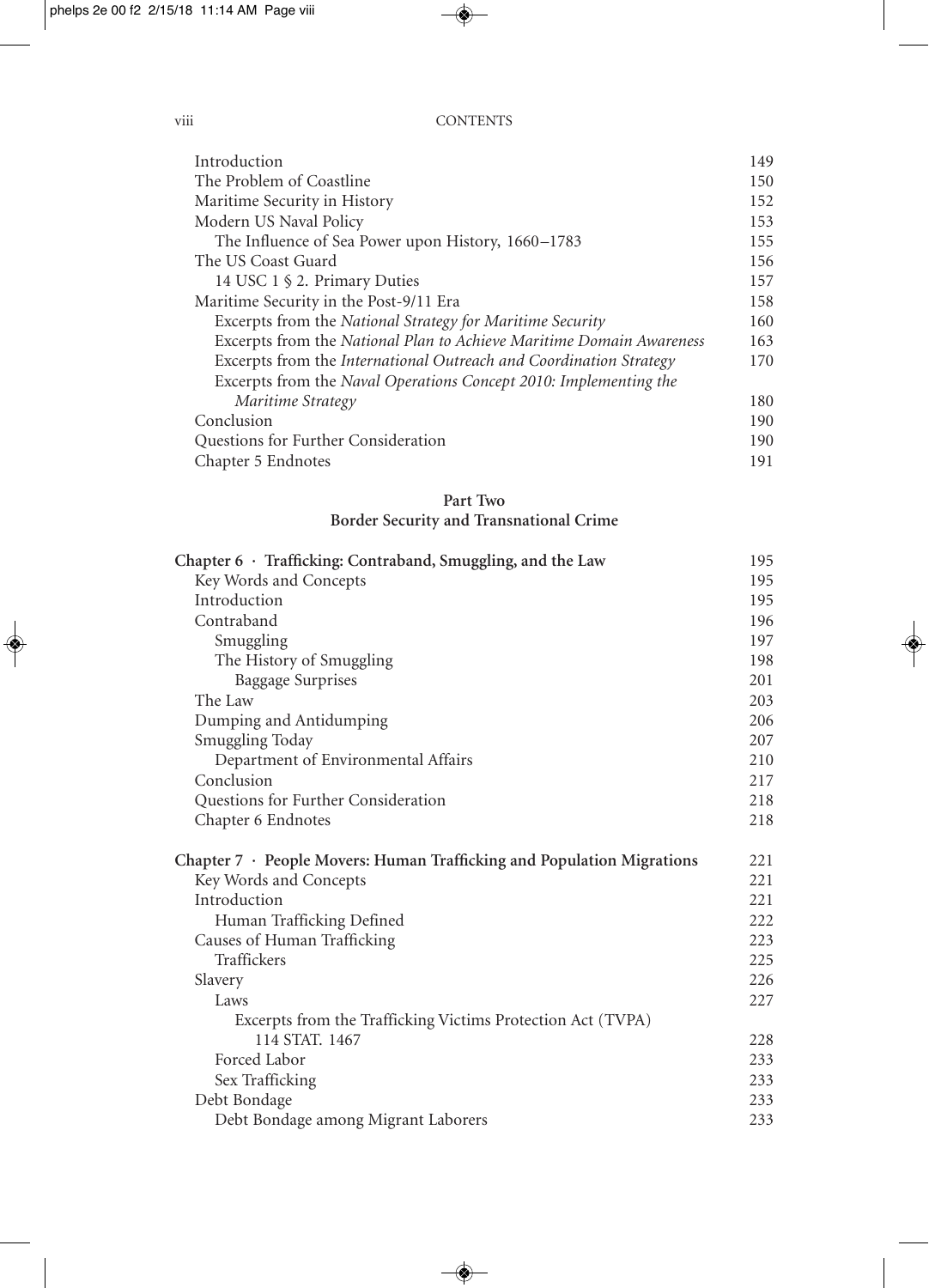| | |
|---|---|
| Introduction | 149 |
| The Problem of Coastline | 150 |
| Maritime Security in History | 152 |
| Modern US Naval Policy | 153 |
| The Influence of Sea Power upon History, 1660–1783 | 155 |
| The US Coast Guard | 156 |
| 14 USC 1 § 2. Primary Duties | 157 |
| Maritime Security in the Post-9/11 Era | 158 |
| Excerpts from the *National Strategy for Maritime Security* | 160 |
| Excerpts from the *National Plan to Achieve Maritime Domain Awareness* | 163 |
| Excerpts from the *International Outreach and Coordination Strategy* | 170 |
| Excerpts from the *Naval Operations Concept 2010: Implementing the Maritime Strategy* | 180 |
| Conclusion | 190 |
| Questions for Further Consideration | 190 |
| Chapter 5 Endnotes | 191 |

## Part Two
## Border Security and Transnational Crime

| | |
|---|---|
| **Chapter 6 · Trafficking: Contraband, Smuggling, and the Law** | 195 |
| Key Words and Concepts | 195 |
| Introduction | 195 |
| Contraband | 196 |
| Smuggling | 197 |
| The History of Smuggling | 198 |
| Baggage Surprises | 201 |
| The Law | 203 |
| Dumping and Antidumping | 206 |
| Smuggling Today | 207 |
| Department of Environmental Affairs | 210 |
| Conclusion | 217 |
| Questions for Further Consideration | 218 |
| Chapter 6 Endnotes | 218 |
| **Chapter 7 · People Movers: Human Trafficking and Population Migrations** | 221 |
| Key Words and Concepts | 221 |
| Introduction | 221 |
| Human Trafficking Defined | 222 |
| Causes of Human Trafficking | 223 |
| Traffickers | 225 |
| Slavery | 226 |
| Laws | 227 |
| Excerpts from the Trafficking Victims Protection Act (TVPA) 114 STAT. 1467 | 228 |
| Forced Labor | 233 |
| Sex Trafficking | 233 |
| Debt Bondage | 233 |
| Debt Bondage among Migrant Laborers | 233 |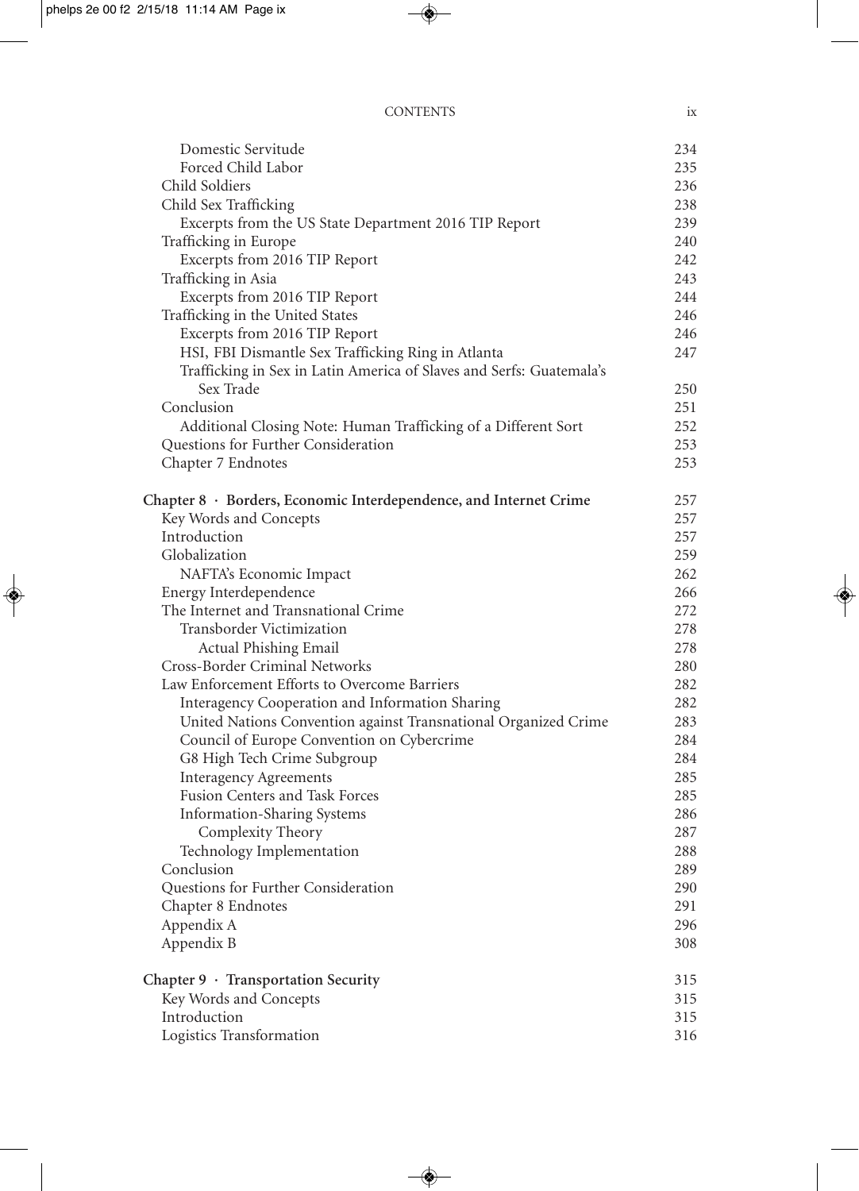| | |
|---|---|
| Domestic Servitude | 234 |
| Forced Child Labor | 235 |
| Child Soldiers | 236 |
| Child Sex Trafficking | 238 |
| Excerpts from the US State Department 2016 TIP Report | 239 |
| Trafficking in Europe | 240 |
| Excerpts from 2016 TIP Report | 242 |
| Trafficking in Asia | 243 |
| Excerpts from 2016 TIP Report | 244 |
| Trafficking in the United States | 246 |
| Excerpts from 2016 TIP Report | 246 |
| HSI, FBI Dismantle Sex Trafficking Ring in Atlanta | 247 |
| Trafficking in Sex in Latin America of Slaves and Serfs: Guatemala's Sex Trade | 250 |
| Conclusion | 251 |
| Additional Closing Note: Human Trafficking of a Different Sort | 252 |
| Questions for Further Consideration | 253 |
| Chapter 7 Endnotes | 253 |
| **Chapter 8 · Borders, Economic Interdependence, and Internet Crime** | **257** |
| Key Words and Concepts | 257 |
| Introduction | 257 |
| Globalization | 259 |
| NAFTA's Economic Impact | 262 |
| Energy Interdependence | 266 |
| The Internet and Transnational Crime | 272 |
| Transborder Victimization | 278 |
| Actual Phishing Email | 278 |
| Cross-Border Criminal Networks | 280 |
| Law Enforcement Efforts to Overcome Barriers | 282 |
| Interagency Cooperation and Information Sharing | 282 |
| United Nations Convention against Transnational Organized Crime | 283 |
| Council of Europe Convention on Cybercrime | 284 |
| G8 High Tech Crime Subgroup | 284 |
| Interagency Agreements | 285 |
| Fusion Centers and Task Forces | 285 |
| Information-Sharing Systems | 286 |
| Complexity Theory | 287 |
| Technology Implementation | 288 |
| Conclusion | 289 |
| Questions for Further Consideration | 290 |
| Chapter 8 Endnotes | 291 |
| Appendix A | 296 |
| Appendix B | 308 |
| **Chapter 9 · Transportation Security** | **315** |
| Key Words and Concepts | 315 |
| Introduction | 315 |
| Logistics Transformation | 316 |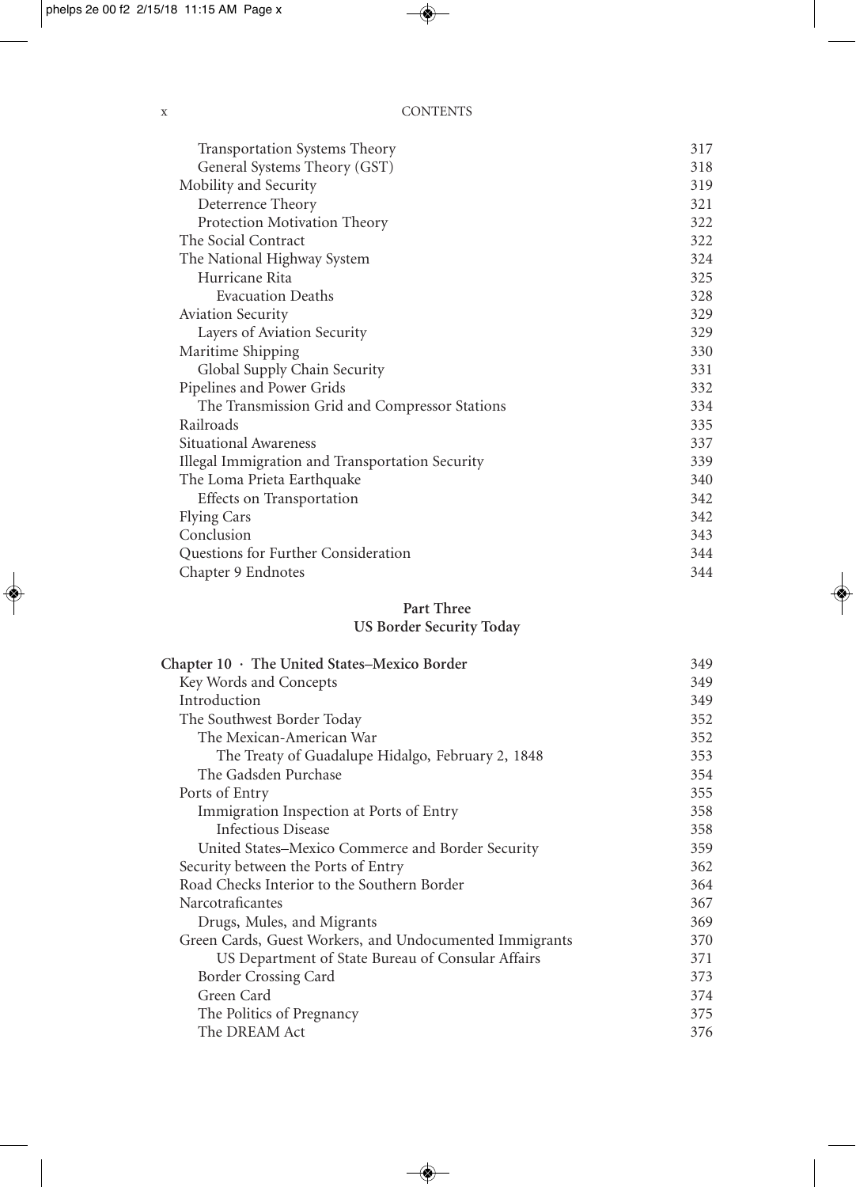Transportation Systems Theory 317
General Systems Theory (GST) 318
Mobility and Security 319
Deterrence Theory 321
Protection Motivation Theory 322
The Social Contract 322
The National Highway System 324
Hurricane Rita 325
Evacuation Deaths 328
Aviation Security 329
Layers of Aviation Security 329
Maritime Shipping 330
Global Supply Chain Security 331
Pipelines and Power Grids 332
The Transmission Grid and Compressor Stations 334
Railroads 335
Situational Awareness 337
Illegal Immigration and Transportation Security 339
The Loma Prieta Earthquake 340
Effects on Transportation 342
Flying Cars 342
Conclusion 343
Questions for Further Consideration 344
Chapter 9 Endnotes 344

**Part Three**
**US Border Security Today**

**Chapter 10 · The United States–Mexico Border 349**
Key Words and Concepts 349
Introduction 349
The Southwest Border Today 352
The Mexican-American War 352
The Treaty of Guadalupe Hidalgo, February 2, 1848 353
The Gadsden Purchase 354
Ports of Entry 355
Immigration Inspection at Ports of Entry 358
Infectious Disease 358
United States–Mexico Commerce and Border Security 359
Security between the Ports of Entry 362
Road Checks Interior to the Southern Border 364
Narcotraficantes 367
Drugs, Mules, and Migrants 369
Green Cards, Guest Workers, and Undocumented Immigrants 370
US Department of State Bureau of Consular Affairs 371
Border Crossing Card 373
Green Card 374
The Politics of Pregnancy 375
The DREAM Act 376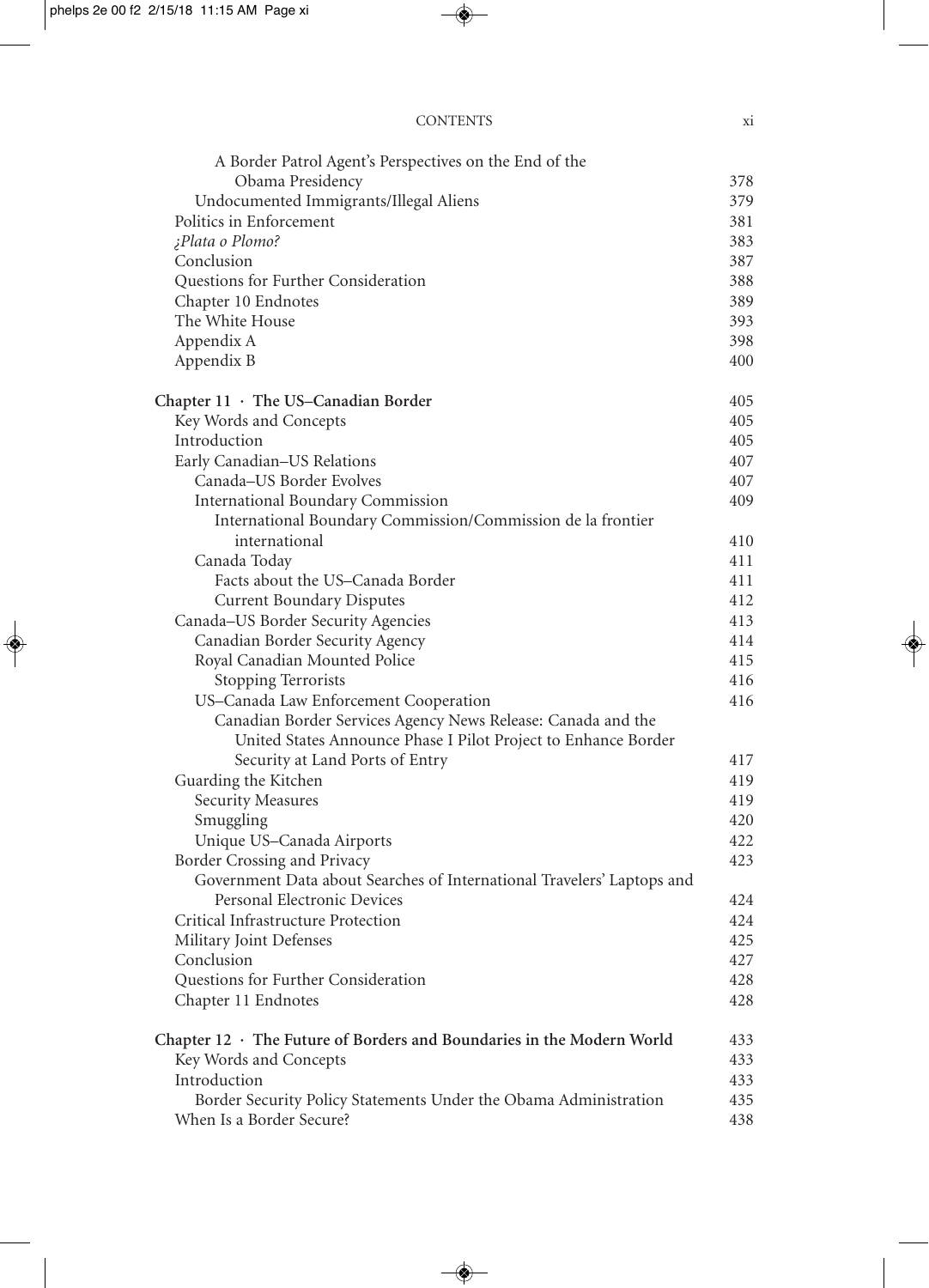A Border Patrol Agent's Perspectives on the End of the Obama Presidency 378
Undocumented Immigrants/Illegal Aliens 379
Politics in Enforcement 381
*¿Plata o Plomo?* 383
Conclusion 387
Questions for Further Consideration 388
Chapter 10 Endnotes 389
The White House 393
Appendix A 398
Appendix B 400

**Chapter 11 · The US–Canadian Border** 405
Key Words and Concepts 405
Introduction 405
Early Canadian–US Relations 407
Canada–US Border Evolves 407
International Boundary Commission 409
International Boundary Commission/Commission de la frontier international 410
Canada Today 411
Facts about the US–Canada Border 411
Current Boundary Disputes 412
Canada–US Border Security Agencies 413
Canadian Border Security Agency 414
Royal Canadian Mounted Police 415
Stopping Terrorists 416
US–Canada Law Enforcement Cooperation 416
Canadian Border Services Agency News Release: Canada and the United States Announce Phase I Pilot Project to Enhance Border Security at Land Ports of Entry 417
Guarding the Kitchen 419
Security Measures 419
Smuggling 420
Unique US–Canada Airports 422
Border Crossing and Privacy 423
Government Data about Searches of International Travelers' Laptops and Personal Electronic Devices 424
Critical Infrastructure Protection 424
Military Joint Defenses 425
Conclusion 427
Questions for Further Consideration 428
Chapter 11 Endnotes 428

**Chapter 12 · The Future of Borders and Boundaries in the Modern World** 433
Key Words and Concepts 433
Introduction 433
Border Security Policy Statements Under the Obama Administration 435
When Is a Border Secure? 438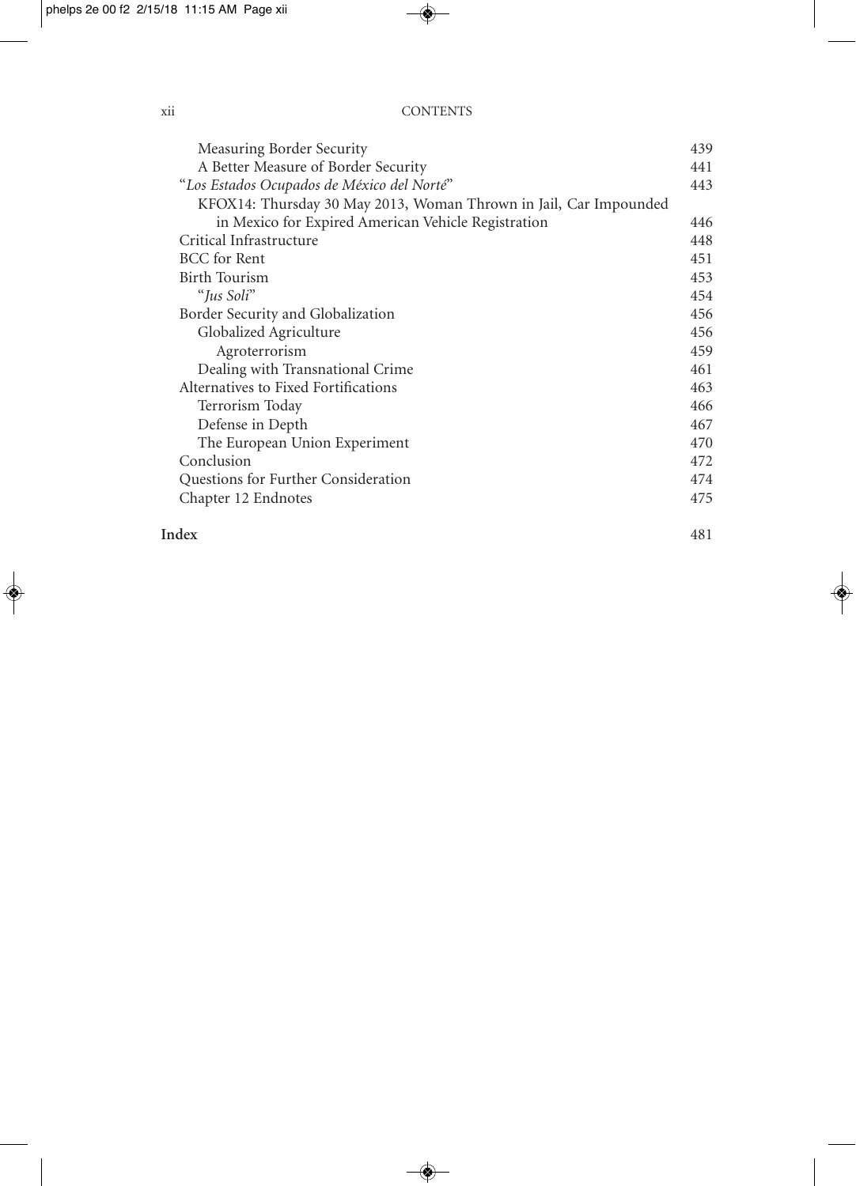| | |
|---|---|
| Measuring Border Security | 439 |
| A Better Measure of Border Security | 441 |
| "*Los Estados Ocupados de México del Norté*" | 443 |
| KFOX14: Thursday 30 May 2013, Woman Thrown in Jail, Car Impounded in Mexico for Expired American Vehicle Registration | 446 |
| Critical Infrastructure | 448 |
| BCC for Rent | 451 |
| Birth Tourism | 453 |
| "*Jus Soli*" | 454 |
| Border Security and Globalization | 456 |
| Globalized Agriculture | 456 |
| Agroterrorism | 459 |
| Dealing with Transnational Crime | 461 |
| Alternatives to Fixed Fortifications | 463 |
| Terrorism Today | 466 |
| Defense in Depth | 467 |
| The European Union Experiment | 470 |
| Conclusion | 472 |
| Questions for Further Consideration | 474 |
| Chapter 12 Endnotes | 475 |
| **Index** | 481 |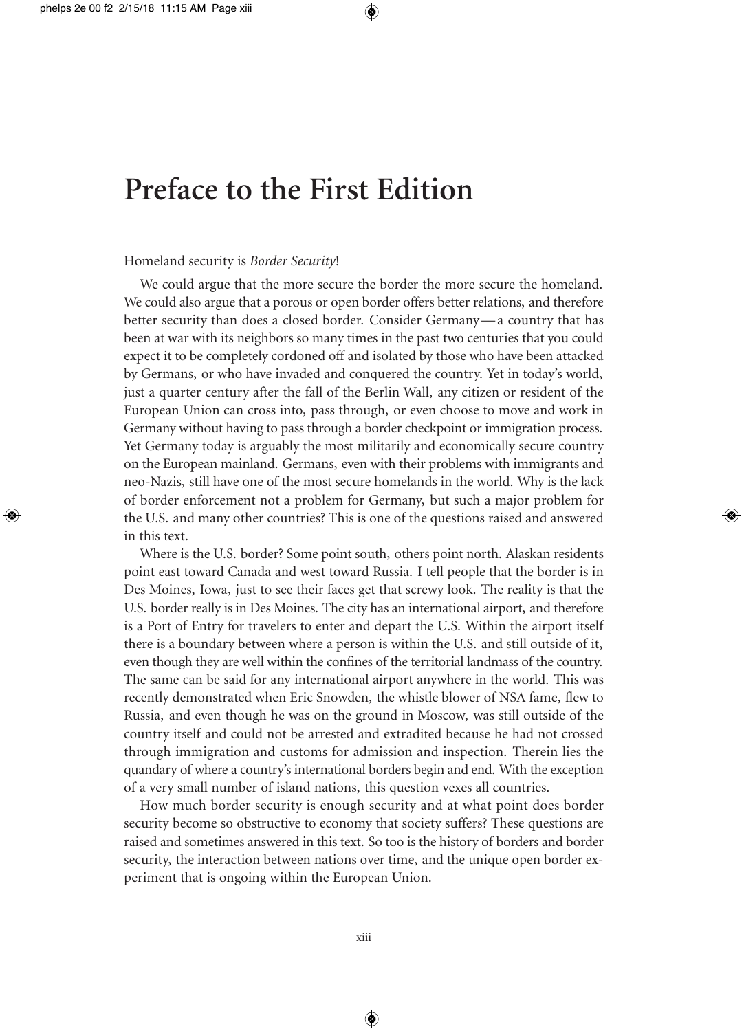# Preface to the First Edition

Homeland security is *Border Security*!

We could argue that the more secure the border the more secure the homeland. We could also argue that a porous or open border offers better relations, and therefore better security than does a closed border. Consider Germany—a country that has been at war with its neighbors so many times in the past two centuries that you could expect it to be completely cordoned off and isolated by those who have been attacked by Germans, or who have invaded and conquered the country. Yet in today's world, just a quarter century after the fall of the Berlin Wall, any citizen or resident of the European Union can cross into, pass through, or even choose to move and work in Germany without having to pass through a border checkpoint or immigration process. Yet Germany today is arguably the most militarily and economically secure country on the European mainland. Germans, even with their problems with immigrants and neo-Nazis, still have one of the most secure homelands in the world. Why is the lack of border enforcement not a problem for Germany, but such a major problem for the U.S. and many other countries? This is one of the questions raised and answered in this text.

Where is the U.S. border? Some point south, others point north. Alaskan residents point east toward Canada and west toward Russia. I tell people that the border is in Des Moines, Iowa, just to see their faces get that screwy look. The reality is that the U.S. border really is in Des Moines. The city has an international airport, and therefore is a Port of Entry for travelers to enter and depart the U.S. Within the airport itself there is a boundary between where a person is within the U.S. and still outside of it, even though they are well within the confines of the territorial landmass of the country. The same can be said for any international airport anywhere in the world. This was recently demonstrated when Eric Snowden, the whistle blower of NSA fame, flew to Russia, and even though he was on the ground in Moscow, was still outside of the country itself and could not be arrested and extradited because he had not crossed through immigration and customs for admission and inspection. Therein lies the quandary of where a country's international borders begin and end. With the exception of a very small number of island nations, this question vexes all countries.

How much border security is enough security and at what point does border security become so obstructive to economy that society suffers? These questions are raised and sometimes answered in this text. So too is the history of borders and border security, the interaction between nations over time, and the unique open border experiment that is ongoing within the European Union.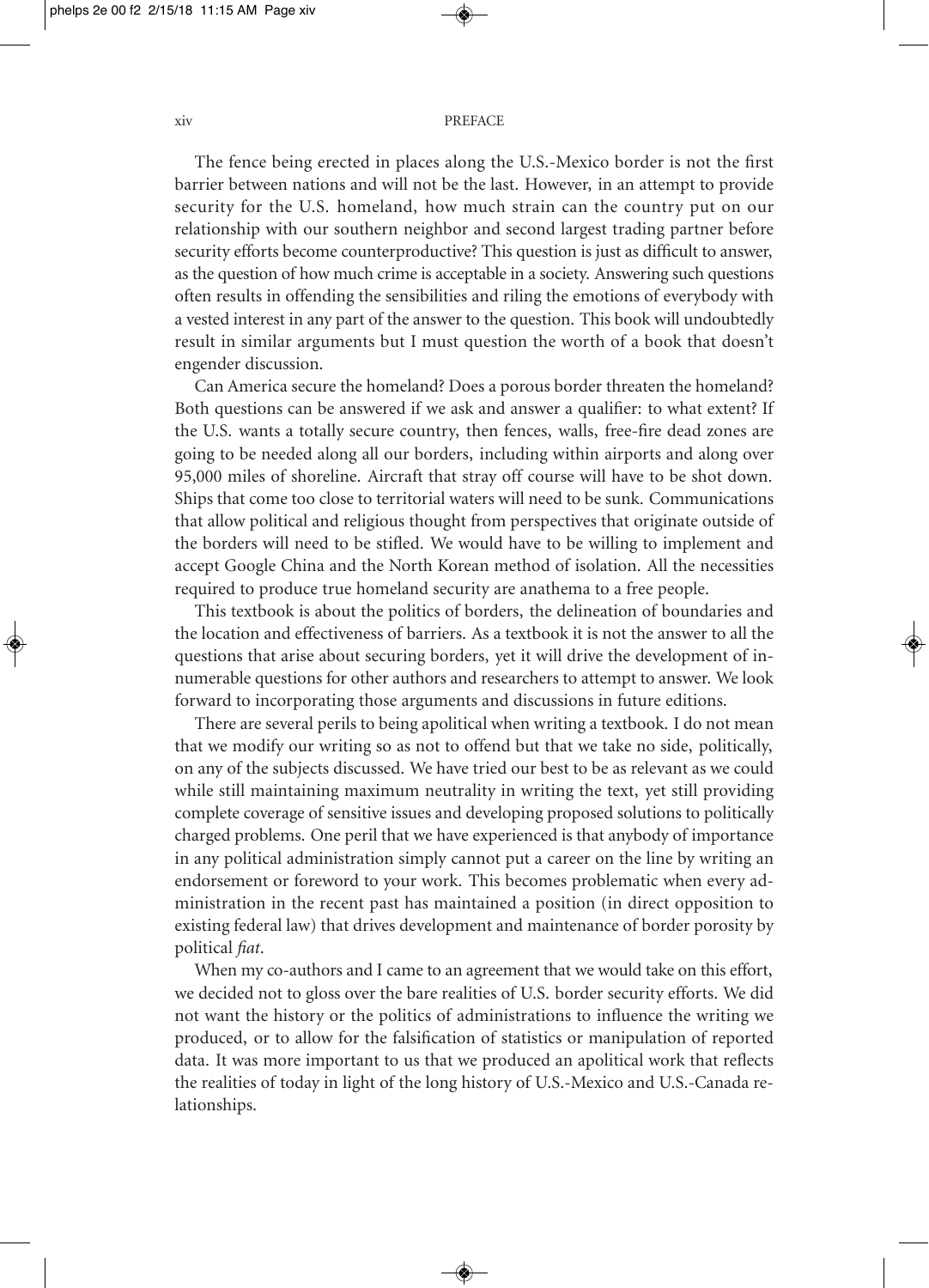The fence being erected in places along the U.S.-Mexico border is not the first barrier between nations and will not be the last. However, in an attempt to provide security for the U.S. homeland, how much strain can the country put on our relationship with our southern neighbor and second largest trading partner before security efforts become counterproductive? This question is just as difficult to answer, as the question of how much crime is acceptable in a society. Answering such questions often results in offending the sensibilities and riling the emotions of everybody with a vested interest in any part of the answer to the question. This book will undoubtedly result in similar arguments but I must question the worth of a book that doesn't engender discussion.

Can America secure the homeland? Does a porous border threaten the homeland? Both questions can be answered if we ask and answer a qualifier: to what extent? If the U.S. wants a totally secure country, then fences, walls, free-fire dead zones are going to be needed along all our borders, including within airports and along over 95,000 miles of shoreline. Aircraft that stray off course will have to be shot down. Ships that come too close to territorial waters will need to be sunk. Communications that allow political and religious thought from perspectives that originate outside of the borders will need to be stifled. We would have to be willing to implement and accept Google China and the North Korean method of isolation. All the necessities required to produce true homeland security are anathema to a free people.

This textbook is about the politics of borders, the delineation of boundaries and the location and effectiveness of barriers. As a textbook it is not the answer to all the questions that arise about securing borders, yet it will drive the development of innumerable questions for other authors and researchers to attempt to answer. We look forward to incorporating those arguments and discussions in future editions.

There are several perils to being apolitical when writing a textbook. I do not mean that we modify our writing so as not to offend but that we take no side, politically, on any of the subjects discussed. We have tried our best to be as relevant as we could while still maintaining maximum neutrality in writing the text, yet still providing complete coverage of sensitive issues and developing proposed solutions to politically charged problems. One peril that we have experienced is that anybody of importance in any political administration simply cannot put a career on the line by writing an endorsement or foreword to your work. This becomes problematic when every administration in the recent past has maintained a position (in direct opposition to existing federal law) that drives development and maintenance of border porosity by political *fiat*.

When my co-authors and I came to an agreement that we would take on this effort, we decided not to gloss over the bare realities of U.S. border security efforts. We did not want the history or the politics of administrations to influence the writing we produced, or to allow for the falsification of statistics or manipulation of reported data. It was more important to us that we produced an apolitical work that reflects the realities of today in light of the long history of U.S.-Mexico and U.S.-Canada relationships.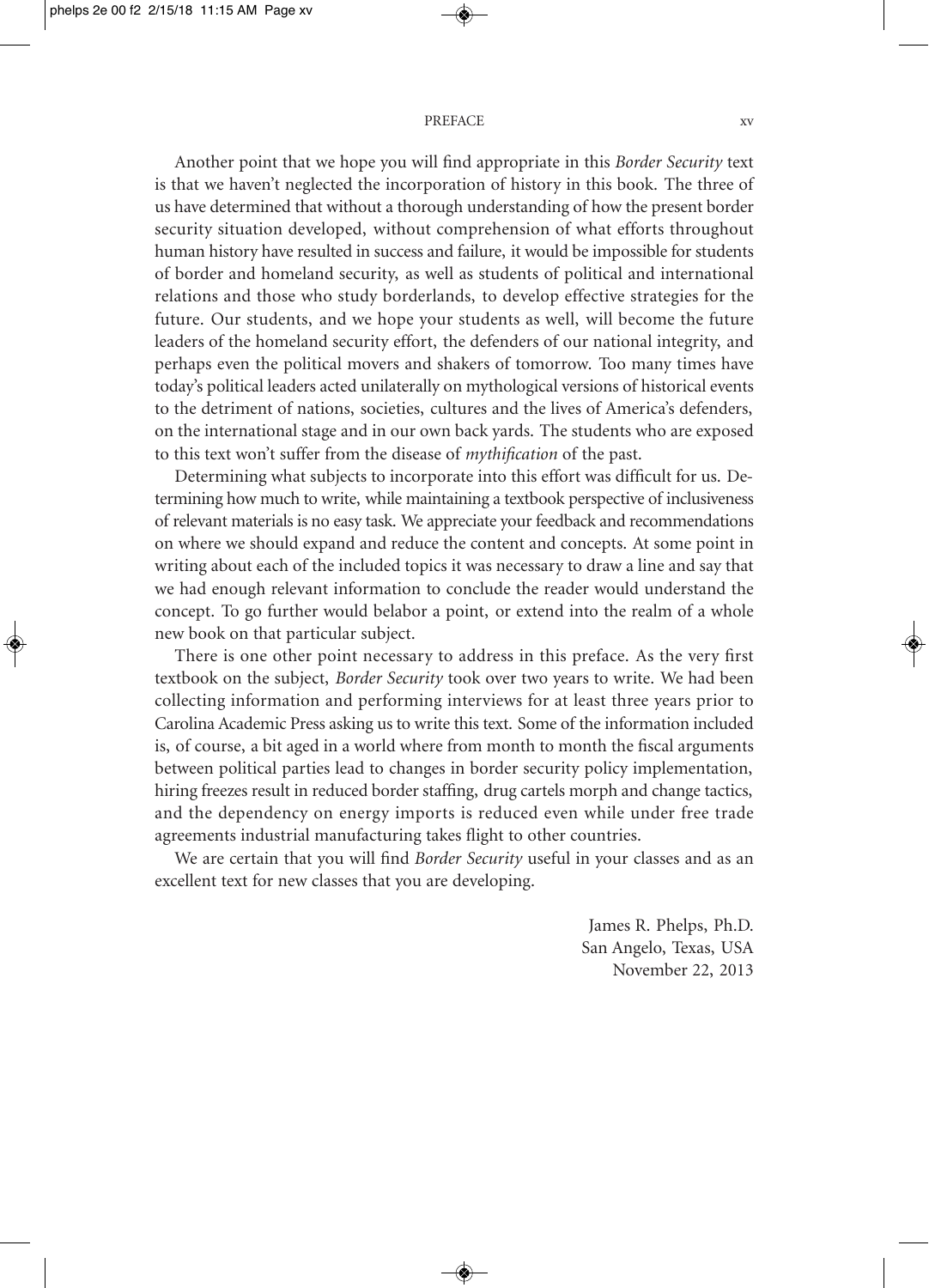Another point that we hope you will find appropriate in this *Border Security* text is that we haven't neglected the incorporation of history in this book. The three of us have determined that without a thorough understanding of how the present border security situation developed, without comprehension of what efforts throughout human history have resulted in success and failure, it would be impossible for students of border and homeland security, as well as students of political and international relations and those who study borderlands, to develop effective strategies for the future. Our students, and we hope your students as well, will become the future leaders of the homeland security effort, the defenders of our national integrity, and perhaps even the political movers and shakers of tomorrow. Too many times have today's political leaders acted unilaterally on mythological versions of historical events to the detriment of nations, societies, cultures and the lives of America's defenders, on the international stage and in our own back yards. The students who are exposed to this text won't suffer from the disease of *mythification* of the past.

Determining what subjects to incorporate into this effort was difficult for us. Determining how much to write, while maintaining a textbook perspective of inclusiveness of relevant materials is no easy task. We appreciate your feedback and recommendations on where we should expand and reduce the content and concepts. At some point in writing about each of the included topics it was necessary to draw a line and say that we had enough relevant information to conclude the reader would understand the concept. To go further would belabor a point, or extend into the realm of a whole new book on that particular subject.

There is one other point necessary to address in this preface. As the very first textbook on the subject, *Border Security* took over two years to write. We had been collecting information and performing interviews for at least three years prior to Carolina Academic Press asking us to write this text. Some of the information included is, of course, a bit aged in a world where from month to month the fiscal arguments between political parties lead to changes in border security policy implementation, hiring freezes result in reduced border staffing, drug cartels morph and change tactics, and the dependency on energy imports is reduced even while under free trade agreements industrial manufacturing takes flight to other countries.

We are certain that you will find *Border Security* useful in your classes and as an excellent text for new classes that you are developing.

James R. Phelps, Ph.D.
San Angelo, Texas, USA
November 22, 2013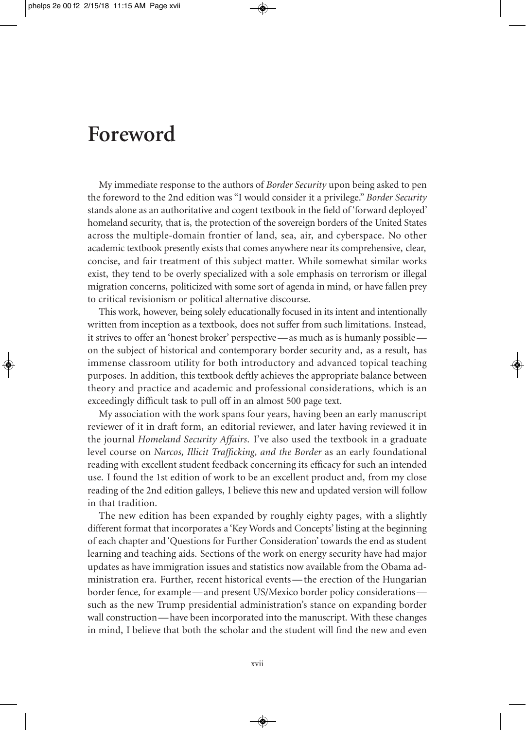# Foreword

My immediate response to the authors of *Border Security* upon being asked to pen the foreword to the 2nd edition was "I would consider it a privilege." *Border Security* stands alone as an authoritative and cogent textbook in the field of 'forward deployed' homeland security, that is, the protection of the sovereign borders of the United States across the multiple-domain frontier of land, sea, air, and cyberspace. No other academic textbook presently exists that comes anywhere near its comprehensive, clear, concise, and fair treatment of this subject matter. While somewhat similar works exist, they tend to be overly specialized with a sole emphasis on terrorism or illegal migration concerns, politicized with some sort of agenda in mind, or have fallen prey to critical revisionism or political alternative discourse.

This work, however, being solely educationally focused in its intent and intentionally written from inception as a textbook, does not suffer from such limitations. Instead, it strives to offer an 'honest broker' perspective—as much as is humanly possible—on the subject of historical and contemporary border security and, as a result, has immense classroom utility for both introductory and advanced topical teaching purposes. In addition, this textbook deftly achieves the appropriate balance between theory and practice and academic and professional considerations, which is an exceedingly difficult task to pull off in an almost 500 page text.

My association with the work spans four years, having been an early manuscript reviewer of it in draft form, an editorial reviewer, and later having reviewed it in the journal *Homeland Security Affairs*. I've also used the textbook in a graduate level course on *Narcos, Illicit Trafficking, and the Border* as an early foundational reading with excellent student feedback concerning its efficacy for such an intended use. I found the 1st edition of work to be an excellent product and, from my close reading of the 2nd edition galleys, I believe this new and updated version will follow in that tradition.

The new edition has been expanded by roughly eighty pages, with a slightly different format that incorporates a 'Key Words and Concepts' listing at the beginning of each chapter and 'Questions for Further Consideration' towards the end as student learning and teaching aids. Sections of the work on energy security have had major updates as have immigration issues and statistics now available from the Obama administration era. Further, recent historical events—the erection of the Hungarian border fence, for example—and present US/Mexico border policy considerations—such as the new Trump presidential administration's stance on expanding border wall construction—have been incorporated into the manuscript. With these changes in mind, I believe that both the scholar and the student will find the new and even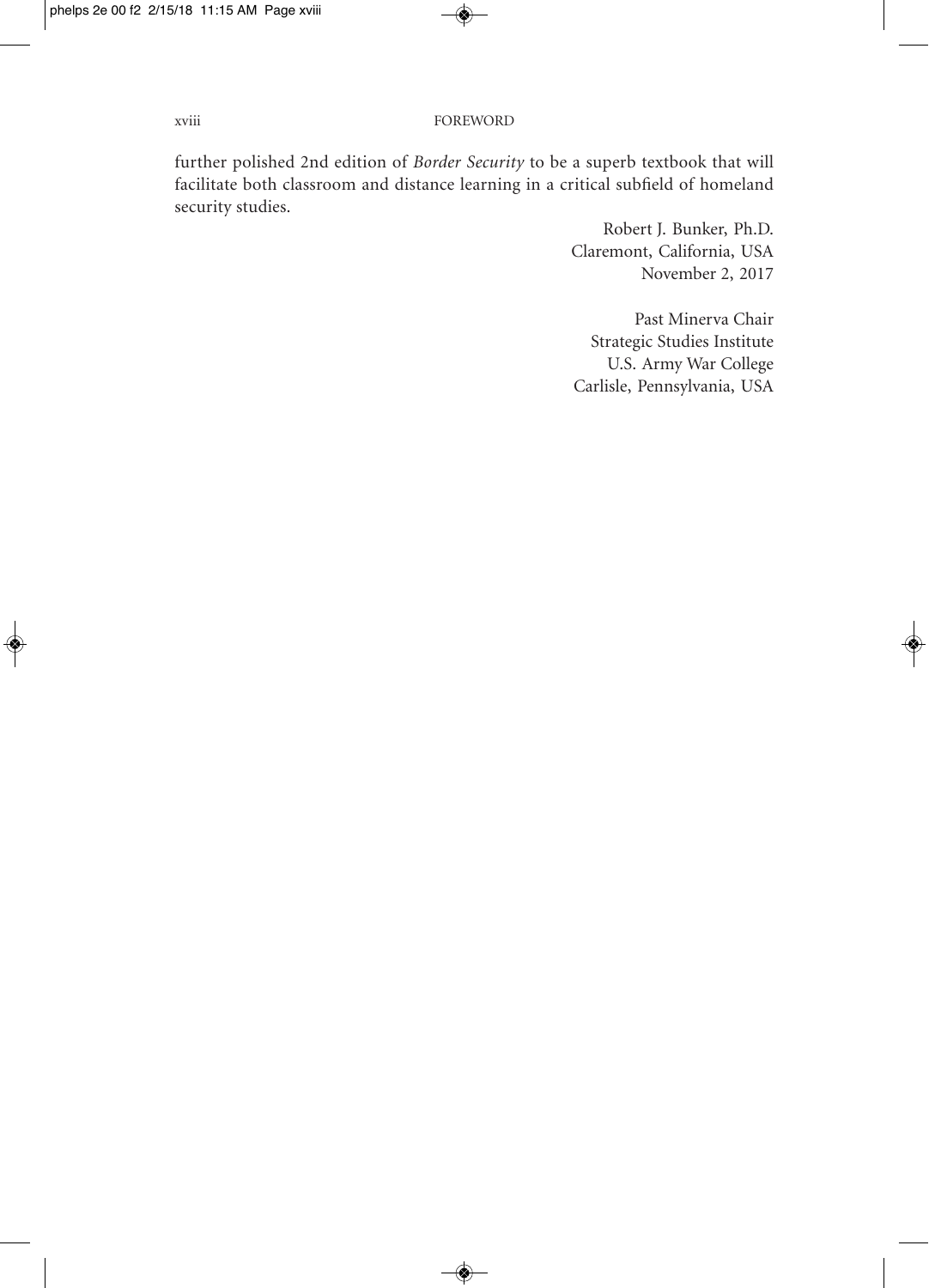further polished 2nd edition of *Border Security* to be a superb textbook that will facilitate both classroom and distance learning in a critical subfield of homeland security studies.

Robert J. Bunker, Ph.D.
Claremont, California, USA
November 2, 2017

Past Minerva Chair
Strategic Studies Institute
U.S. Army War College
Carlisle, Pennsylvania, USA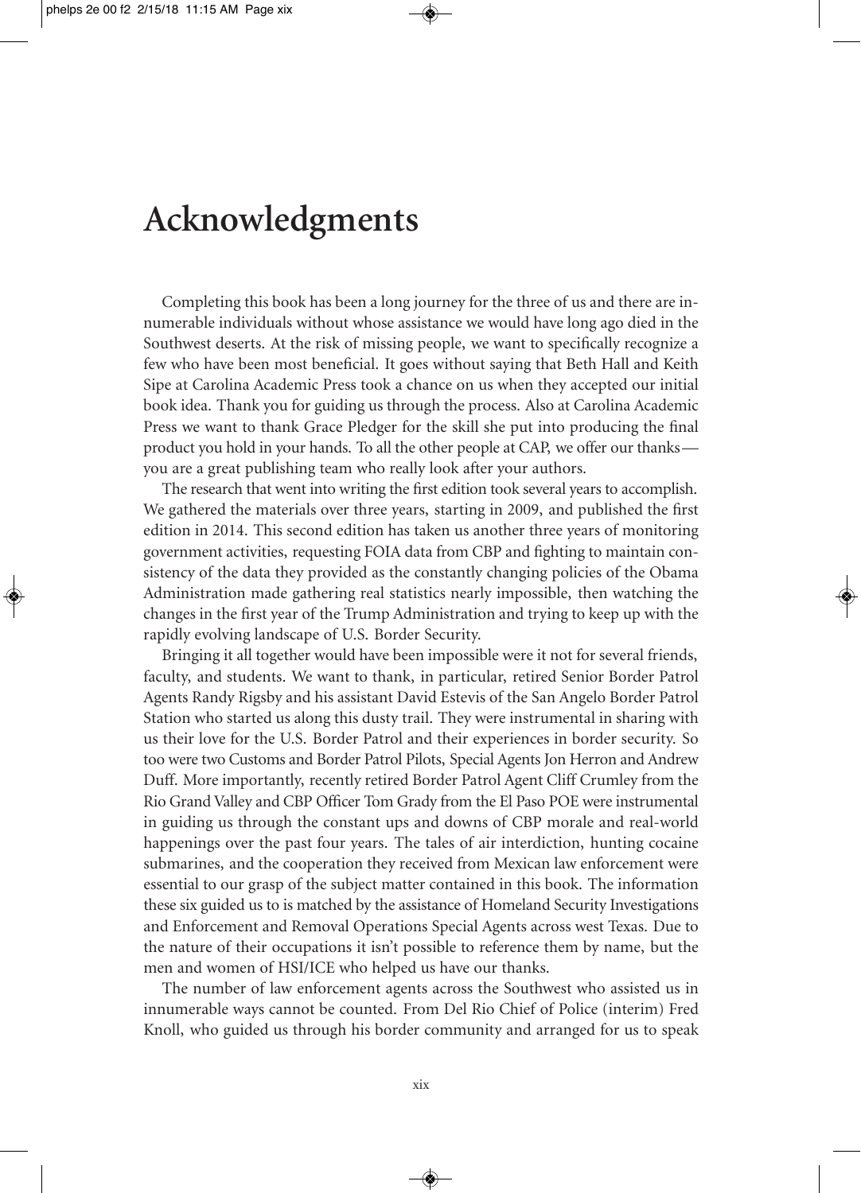# Acknowledgments

Completing this book has been a long journey for the three of us and there are innumerable individuals without whose assistance we would have long ago died in the Southwest deserts. At the risk of missing people, we want to specifically recognize a few who have been most beneficial. It goes without saying that Beth Hall and Keith Sipe at Carolina Academic Press took a chance on us when they accepted our initial book idea. Thank you for guiding us through the process. Also at Carolina Academic Press we want to thank Grace Pledger for the skill she put into producing the final product you hold in your hands. To all the other people at CAP, we offer our thanks—you are a great publishing team who really look after your authors.

The research that went into writing the first edition took several years to accomplish. We gathered the materials over three years, starting in 2009, and published the first edition in 2014. This second edition has taken us another three years of monitoring government activities, requesting FOIA data from CBP and fighting to maintain consistency of the data they provided as the constantly changing policies of the Obama Administration made gathering real statistics nearly impossible, then watching the changes in the first year of the Trump Administration and trying to keep up with the rapidly evolving landscape of U.S. Border Security.

Bringing it all together would have been impossible were it not for several friends, faculty, and students. We want to thank, in particular, retired Senior Border Patrol Agents Randy Rigsby and his assistant David Estevis of the San Angelo Border Patrol Station who started us along this dusty trail. They were instrumental in sharing with us their love for the U.S. Border Patrol and their experiences in border security. So too were two Customs and Border Patrol Pilots, Special Agents Jon Herron and Andrew Duff. More importantly, recently retired Border Patrol Agent Cliff Crumley from the Rio Grand Valley and CBP Officer Tom Grady from the El Paso POE were instrumental in guiding us through the constant ups and downs of CBP morale and real-world happenings over the past four years. The tales of air interdiction, hunting cocaine submarines, and the cooperation they received from Mexican law enforcement were essential to our grasp of the subject matter contained in this book. The information these six guided us to is matched by the assistance of Homeland Security Investigations and Enforcement and Removal Operations Special Agents across west Texas. Due to the nature of their occupations it isn't possible to reference them by name, but the men and women of HSI/ICE who helped us have our thanks.

The number of law enforcement agents across the Southwest who assisted us in innumerable ways cannot be counted. From Del Rio Chief of Police (interim) Fred Knoll, who guided us through his border community and arranged for us to speak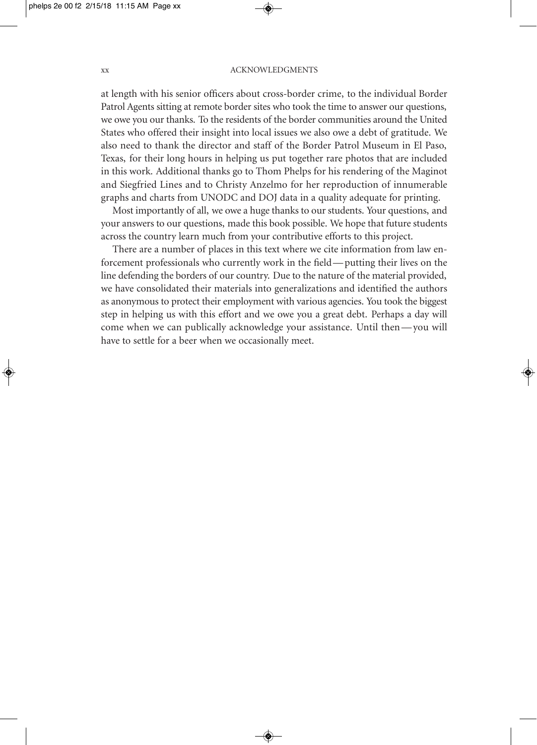at length with his senior officers about cross-border crime, to the individual Border Patrol Agents sitting at remote border sites who took the time to answer our questions, we owe you our thanks. To the residents of the border communities around the United States who offered their insight into local issues we also owe a debt of gratitude. We also need to thank the director and staff of the Border Patrol Museum in El Paso, Texas, for their long hours in helping us put together rare photos that are included in this work. Additional thanks go to Thom Phelps for his rendering of the Maginot and Siegfried Lines and to Christy Anzelmo for her reproduction of innumerable graphs and charts from UNODC and DOJ data in a quality adequate for printing.

Most importantly of all, we owe a huge thanks to our students. Your questions, and your answers to our questions, made this book possible. We hope that future students across the country learn much from your contributive efforts to this project.

There are a number of places in this text where we cite information from law enforcement professionals who currently work in the field—putting their lives on the line defending the borders of our country. Due to the nature of the material provided, we have consolidated their materials into generalizations and identified the authors as anonymous to protect their employment with various agencies. You took the biggest step in helping us with this effort and we owe you a great debt. Perhaps a day will come when we can publically acknowledge your assistance. Until then—you will have to settle for a beer when we occasionally meet.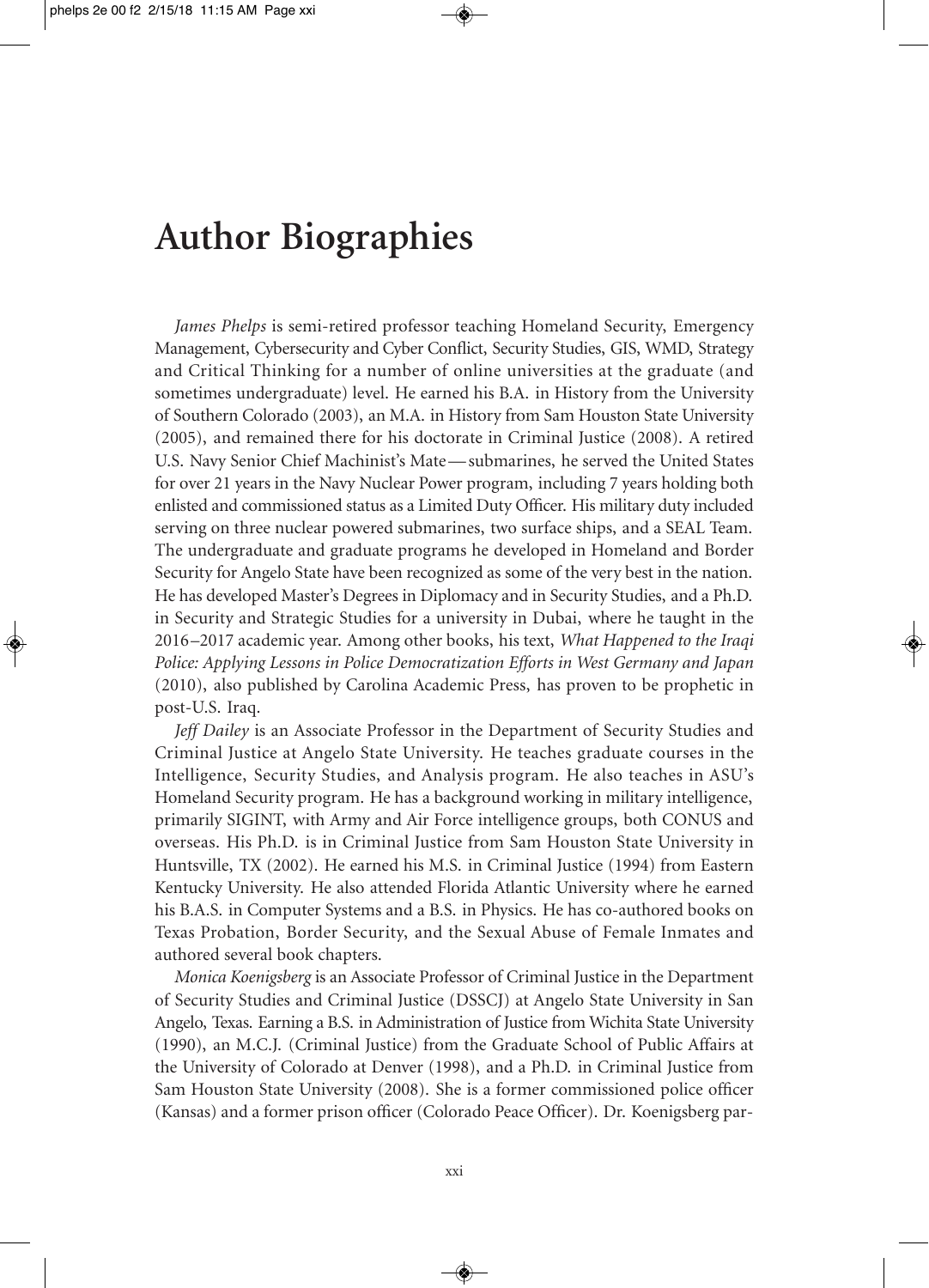# Author Biographies

*James Phelps* is semi-retired professor teaching Homeland Security, Emergency Management, Cybersecurity and Cyber Conflict, Security Studies, GIS, WMD, Strategy and Critical Thinking for a number of online universities at the graduate (and sometimes undergraduate) level. He earned his B.A. in History from the University of Southern Colorado (2003), an M.A. in History from Sam Houston State University (2005), and remained there for his doctorate in Criminal Justice (2008). A retired U.S. Navy Senior Chief Machinist's Mate—submarines, he served the United States for over 21 years in the Navy Nuclear Power program, including 7 years holding both enlisted and commissioned status as a Limited Duty Officer. His military duty included serving on three nuclear powered submarines, two surface ships, and a SEAL Team. The undergraduate and graduate programs he developed in Homeland and Border Security for Angelo State have been recognized as some of the very best in the nation. He has developed Master's Degrees in Diplomacy and in Security Studies, and a Ph.D. in Security and Strategic Studies for a university in Dubai, where he taught in the 2016–2017 academic year. Among other books, his text, *What Happened to the Iraqi Police: Applying Lessons in Police Democratization Efforts in West Germany and Japan* (2010), also published by Carolina Academic Press, has proven to be prophetic in post-U.S. Iraq.

*Jeff Dailey* is an Associate Professor in the Department of Security Studies and Criminal Justice at Angelo State University. He teaches graduate courses in the Intelligence, Security Studies, and Analysis program. He also teaches in ASU's Homeland Security program. He has a background working in military intelligence, primarily SIGINT, with Army and Air Force intelligence groups, both CONUS and overseas. His Ph.D. is in Criminal Justice from Sam Houston State University in Huntsville, TX (2002). He earned his M.S. in Criminal Justice (1994) from Eastern Kentucky University. He also attended Florida Atlantic University where he earned his B.A.S. in Computer Systems and a B.S. in Physics. He has co-authored books on Texas Probation, Border Security, and the Sexual Abuse of Female Inmates and authored several book chapters.

*Monica Koenigsberg* is an Associate Professor of Criminal Justice in the Department of Security Studies and Criminal Justice (DSSCJ) at Angelo State University in San Angelo, Texas. Earning a B.S. in Administration of Justice from Wichita State University (1990), an M.C.J. (Criminal Justice) from the Graduate School of Public Affairs at the University of Colorado at Denver (1998), and a Ph.D. in Criminal Justice from Sam Houston State University (2008). She is a former commissioned police officer (Kansas) and a former prison officer (Colorado Peace Officer). Dr. Koenigsberg par-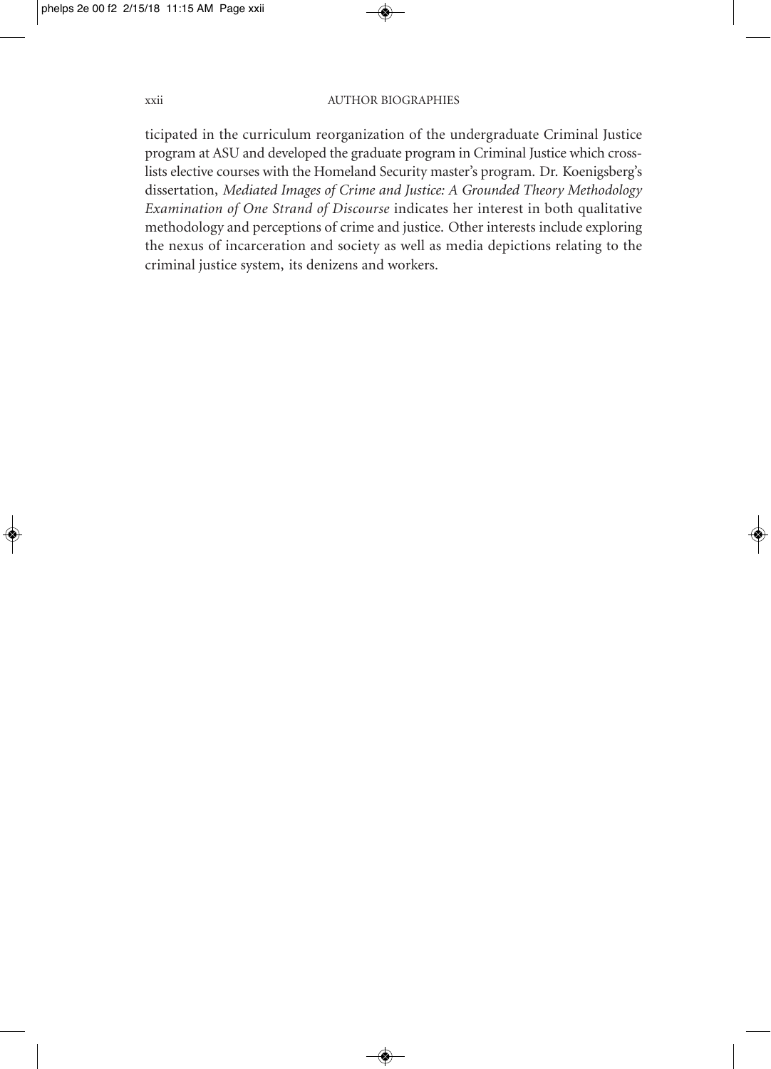ticipated in the curriculum reorganization of the undergraduate Criminal Justice program at ASU and developed the graduate program in Criminal Justice which cross-lists elective courses with the Homeland Security master's program. Dr. Koenigsberg's dissertation, *Mediated Images of Crime and Justice: A Grounded Theory Methodology Examination of One Strand of Discourse* indicates her interest in both qualitative methodology and perceptions of crime and justice. Other interests include exploring the nexus of incarceration and society as well as media depictions relating to the criminal justice system, its denizens and workers.